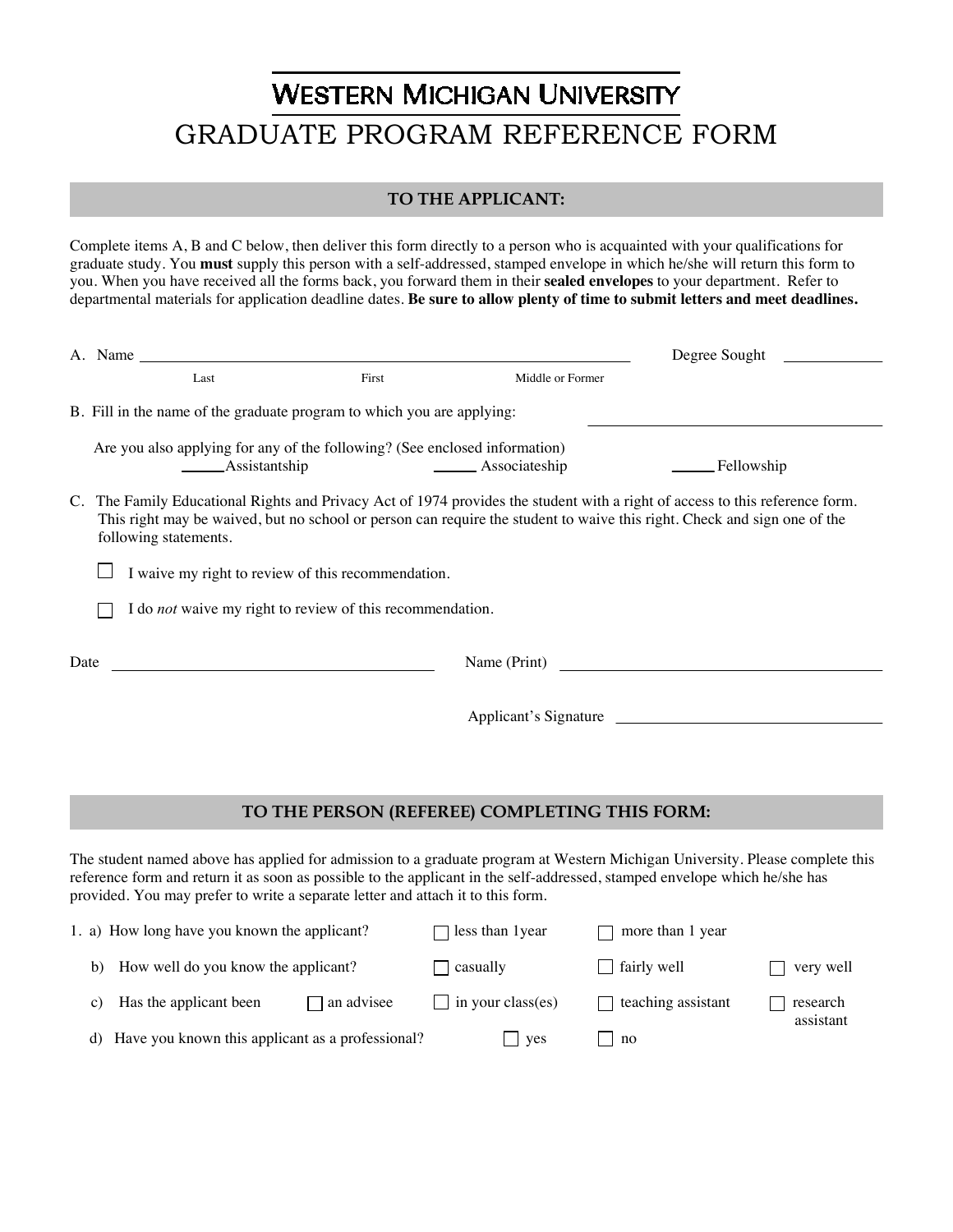# WESTERN MICHIGAN UNIVERSITY

# GRADUATE PROGRAM REFERENCE FORM

## TO THE APPLICANT:

Complete items A, B and C below, then deliver this form directly to a person who is acquainted with your qualifications for graduate study. You **must** supply this person with a self-addressed, stamped envelope in which he/she will return this form to you. When you have received all the forms back, you forward them in their **sealed envelopes** to your department. Refer to departmental materials for application deadline dates. **Be sure to allow plenty of time to submit letters and meet deadlines.**

A. Name ______________________________________________ Degree Sought __________

Last First Middle or Former

B. Fill in the name of the graduate program to which you are applying: ______________________________

Are you also applying for any of the following? (See enclosed information)

_____ Assistantship _____ Associateship _____ Fellowship

C. The Family Educational Rights and Privacy Act of 1974 provides the student with a right of access to this reference form. This right may be waived, but no school or person can require the student to waive this right. Check and sign one of the following statements.

☐ I waive my right to review of this recommendation.

☐ I do *not* waive my right to review of this recommendation.

Date ______________________ Name (Print) ______________________

Applicant's Signature ______________________

## TO THE PERSON (REFEREE) COMPLETING THIS FORM:

The student named above has applied for admission to a graduate program at Western Michigan University. Please complete this reference form and return it as soon as possible to the applicant in the self-addressed, stamped envelope which he/she has provided. You may prefer to write a separate letter and attach it to this form.

1. a) How long have you known the applicant? ☐ less than 1year ☐ more than 1 year

b) How well do you know the applicant? ☐ casually ☐ fairly well ☐ very well

c) Has the applicant been ☐ an advisee ☐ in your class(es) ☐ teaching assistant ☐ research assistant

d) Have you known this applicant as a professional? ☐ yes ☐ no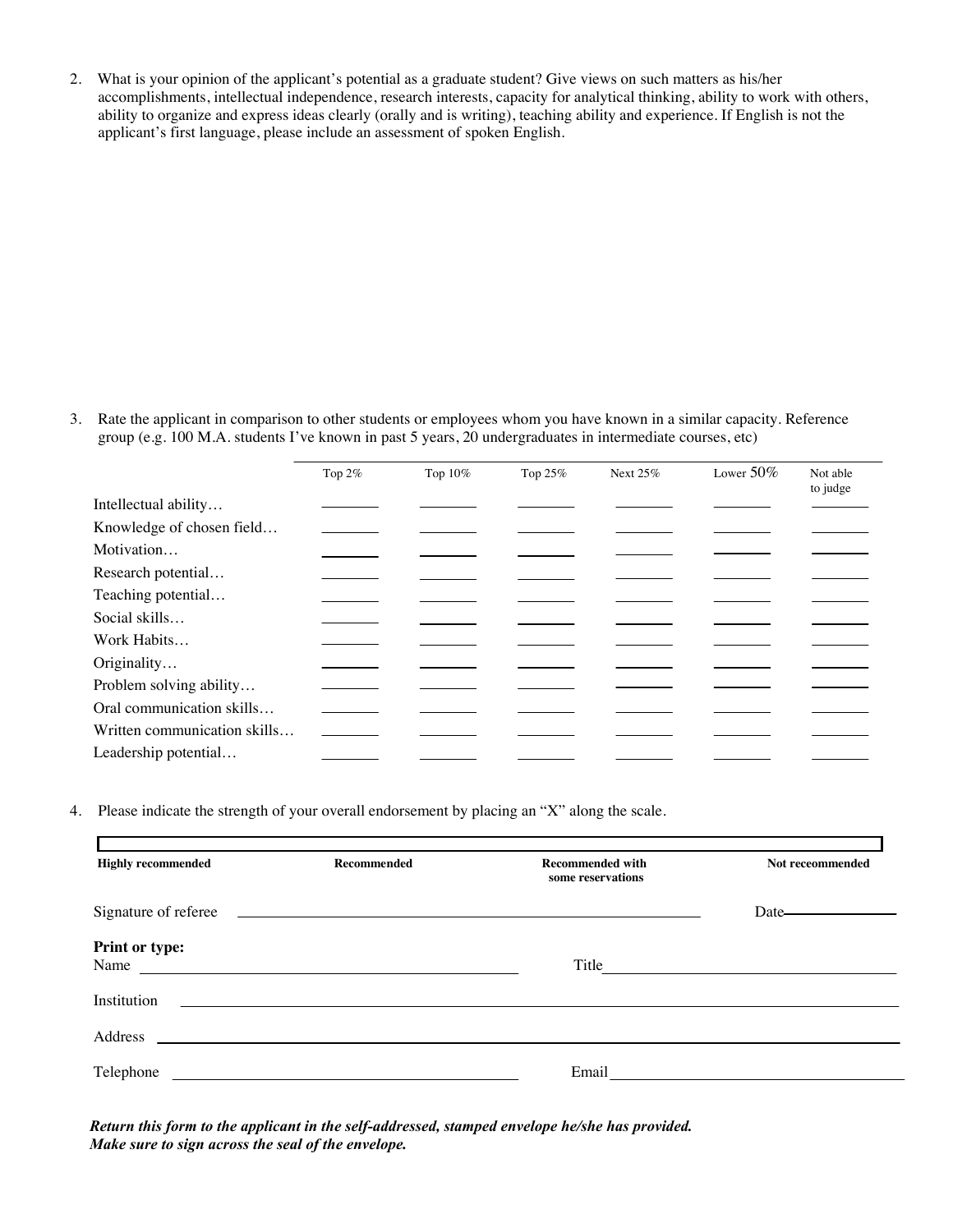2. What is your opinion of the applicant's potential as a graduate student? Give views on such matters as his/her accomplishments, intellectual independence, research interests, capacity for analytical thinking, ability to work with others, ability to organize and express ideas clearly (orally and is writing), teaching ability and experience. If English is not the applicant's first language, please include an assessment of spoken English.

3. Rate the applicant in comparison to other students or employees whom you have known in a similar capacity. Reference group (e.g. 100 M.A. students I've known in past 5 years, 20 undergraduates in intermediate courses, etc)

| | Top 2% | Top 10% | Top 25% | Next 25% | Lower 50% | Not able to judge |
|---|---|---|---|---|---|---|
| Intellectual ability… | | | | | | |
| Knowledge of chosen field… | | | | | | |
| Motivation… | | | | | | |
| Research potential… | | | | | | |
| Teaching potential… | | | | | | |
| Social skills… | | | | | | |
| Work Habits… | | | | | | |
| Originality… | | | | | | |
| Problem solving ability… | | | | | | |
| Oral communication skills… | | | | | | |
| Written communication skills… | | | | | | |
| Leadership potential… | | | | | | |

4. Please indicate the strength of your overall endorsement by placing an "X" along the scale.

| **Highly recommended** | **Recommended** | **Recommended with some reservations** | **Not receommended** |
|---|---|---|---|

Signature of referee \_\_\_\_\_\_\_\_\_\_\_\_\_\_\_\_\_\_\_\_ Date\_\_\_\_\_\_\_\_\_\_

**Print or type:**

Name \_\_\_\_\_\_\_\_\_\_\_\_\_\_\_\_\_\_\_\_ Title\_\_\_\_\_\_\_\_\_\_\_\_\_\_\_\_\_\_\_\_

Institution \_\_\_\_\_\_\_\_\_\_\_\_\_\_\_\_\_\_\_\_

Address \_\_\_\_\_\_\_\_\_\_\_\_\_\_\_\_\_\_\_\_

Telephone \_\_\_\_\_\_\_\_\_\_\_\_\_\_\_\_\_\_\_\_ Email\_\_\_\_\_\_\_\_\_\_\_\_\_\_\_\_\_\_\_\_

***Return this form to the applicant in the self-addressed, stamped envelope he/she has provided.***
***Make sure to sign across the seal of the envelope.***